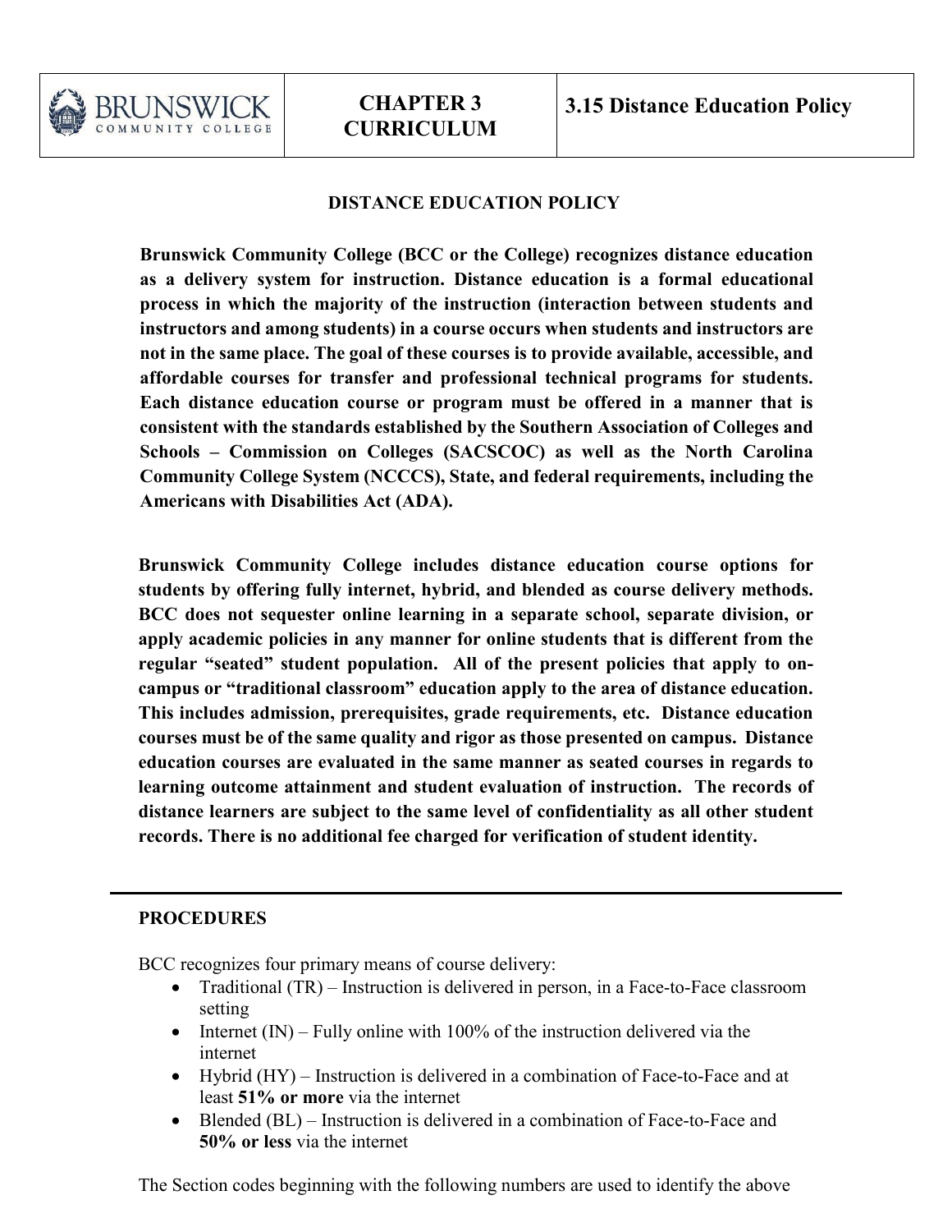| BRUNSWICK COMMUNITY COLLEGE | **CHAPTER 3 CURRICULUM** | **3.15 Distance Education Policy** |
|---|---|---|

## DISTANCE EDUCATION POLICY

**Brunswick Community College (BCC or the College) recognizes distance education as a delivery system for instruction. Distance education is a formal educational process in which the majority of the instruction (interaction between students and instructors and among students) in a course occurs when students and instructors are not in the same place. The goal of these courses is to provide available, accessible, and affordable courses for transfer and professional technical programs for students. Each distance education course or program must be offered in a manner that is consistent with the standards established by the Southern Association of Colleges and Schools – Commission on Colleges (SACSCOC) as well as the North Carolina Community College System (NCCCS), State, and federal requirements, including the Americans with Disabilities Act (ADA).**

**Brunswick Community College includes distance education course options for students by offering fully internet, hybrid, and blended as course delivery methods. BCC does not sequester online learning in a separate school, separate division, or apply academic policies in any manner for online students that is different from the regular "seated" student population. All of the present policies that apply to on-campus or "traditional classroom" education apply to the area of distance education. This includes admission, prerequisites, grade requirements, etc. Distance education courses must be of the same quality and rigor as those presented on campus. Distance education courses are evaluated in the same manner as seated courses in regards to learning outcome attainment and student evaluation of instruction. The records of distance learners are subject to the same level of confidentiality as all other student records. There is no additional fee charged for verification of student identity.**

---

## PROCEDURES

BCC recognizes four primary means of course delivery:

- Traditional (TR) – Instruction is delivered in person, in a Face-to-Face classroom setting
- Internet (IN) – Fully online with 100% of the instruction delivered via the internet
- Hybrid (HY) – Instruction is delivered in a combination of Face-to-Face and at least **51% or more** via the internet
- Blended (BL) – Instruction is delivered in a combination of Face-to-Face and **50% or less** via the internet

The Section codes beginning with the following numbers are used to identify the above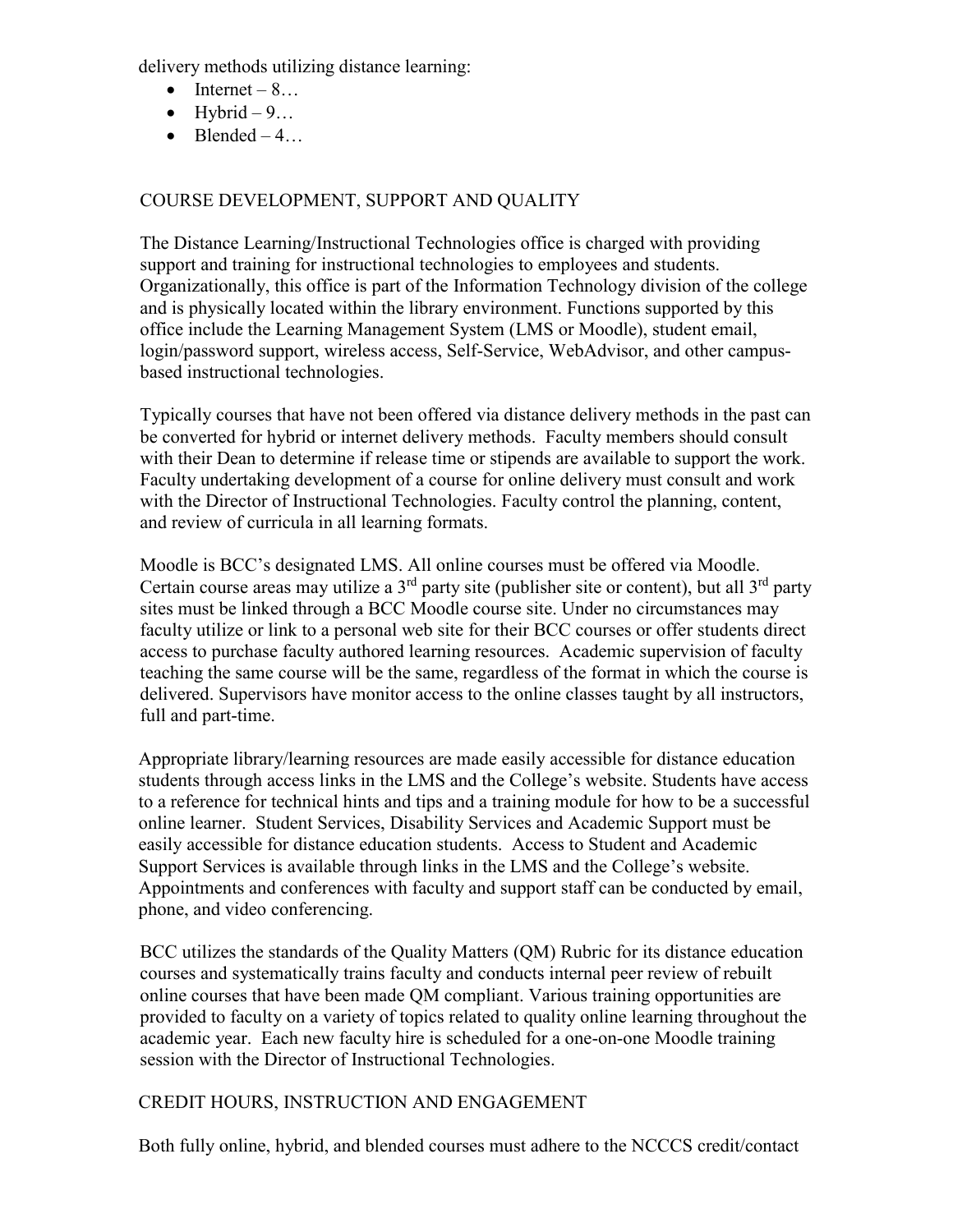delivery methods utilizing distance learning:

- Internet – 8…
- Hybrid – 9…
- Blended – 4…

## COURSE DEVELOPMENT, SUPPORT AND QUALITY

The Distance Learning/Instructional Technologies office is charged with providing support and training for instructional technologies to employees and students. Organizationally, this office is part of the Information Technology division of the college and is physically located within the library environment. Functions supported by this office include the Learning Management System (LMS or Moodle), student email, login/password support, wireless access, Self-Service, WebAdvisor, and other campus-based instructional technologies.

Typically courses that have not been offered via distance delivery methods in the past can be converted for hybrid or internet delivery methods. Faculty members should consult with their Dean to determine if release time or stipends are available to support the work. Faculty undertaking development of a course for online delivery must consult and work with the Director of Instructional Technologies. Faculty control the planning, content, and review of curricula in all learning formats.

Moodle is BCC's designated LMS. All online courses must be offered via Moodle. Certain course areas may utilize a 3rd party site (publisher site or content), but all 3rd party sites must be linked through a BCC Moodle course site. Under no circumstances may faculty utilize or link to a personal web site for their BCC courses or offer students direct access to purchase faculty authored learning resources. Academic supervision of faculty teaching the same course will be the same, regardless of the format in which the course is delivered. Supervisors have monitor access to the online classes taught by all instructors, full and part-time.

Appropriate library/learning resources are made easily accessible for distance education students through access links in the LMS and the College's website. Students have access to a reference for technical hints and tips and a training module for how to be a successful online learner. Student Services, Disability Services and Academic Support must be easily accessible for distance education students. Access to Student and Academic Support Services is available through links in the LMS and the College's website. Appointments and conferences with faculty and support staff can be conducted by email, phone, and video conferencing.

BCC utilizes the standards of the Quality Matters (QM) Rubric for its distance education courses and systematically trains faculty and conducts internal peer review of rebuilt online courses that have been made QM compliant. Various training opportunities are provided to faculty on a variety of topics related to quality online learning throughout the academic year. Each new faculty hire is scheduled for a one-on-one Moodle training session with the Director of Instructional Technologies.

## CREDIT HOURS, INSTRUCTION AND ENGAGEMENT

Both fully online, hybrid, and blended courses must adhere to the NCCCS credit/contact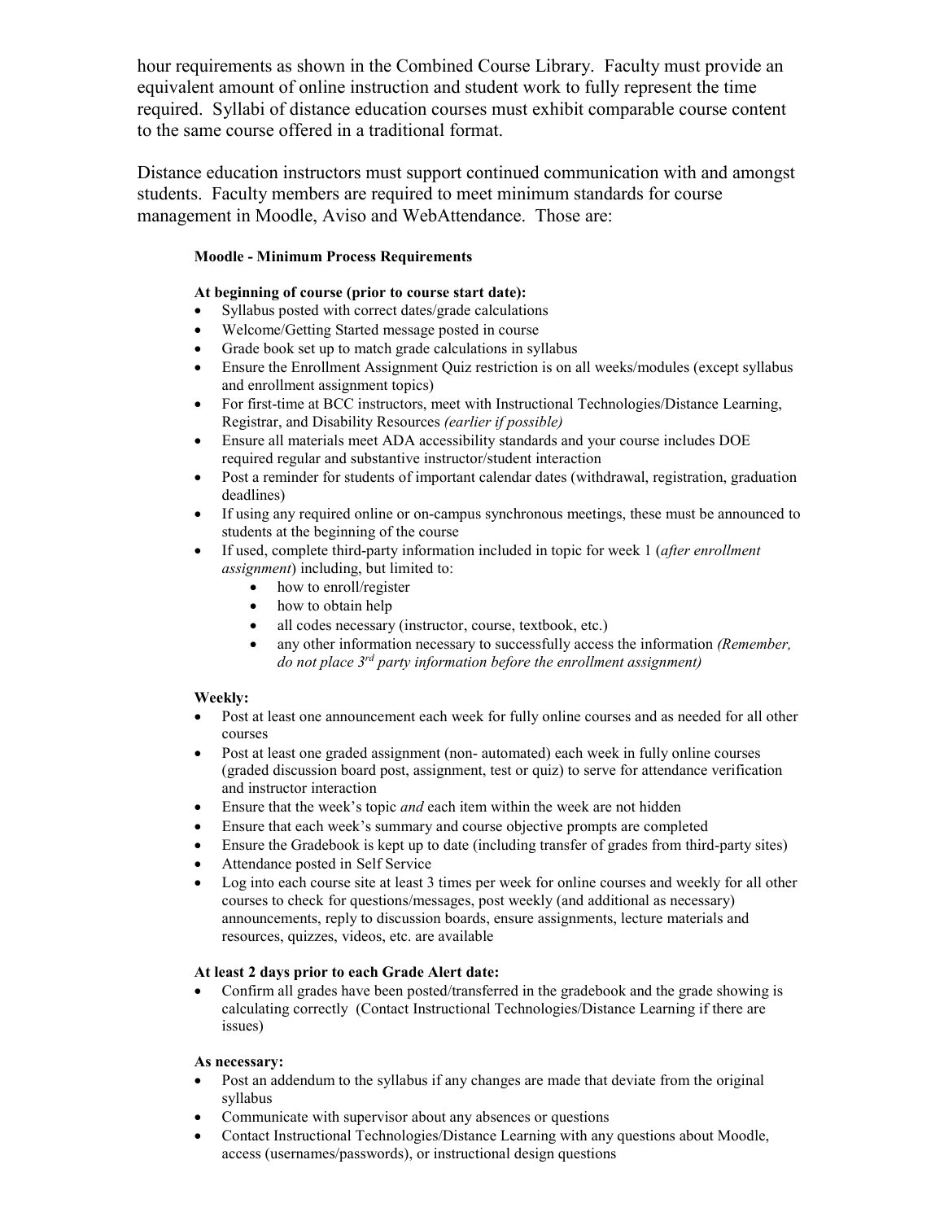hour requirements as shown in the Combined Course Library. Faculty must provide an equivalent amount of online instruction and student work to fully represent the time required. Syllabi of distance education courses must exhibit comparable course content to the same course offered in a traditional format.

Distance education instructors must support continued communication with and amongst students. Faculty members are required to meet minimum standards for course management in Moodle, Aviso and WebAttendance. Those are:

**Moodle - Minimum Process Requirements**

**At beginning of course (prior to course start date):**

- Syllabus posted with correct dates/grade calculations
- Welcome/Getting Started message posted in course
- Grade book set up to match grade calculations in syllabus
- Ensure the Enrollment Assignment Quiz restriction is on all weeks/modules (except syllabus and enrollment assignment topics)
- For first-time at BCC instructors, meet with Instructional Technologies/Distance Learning, Registrar, and Disability Resources *(earlier if possible)*
- Ensure all materials meet ADA accessibility standards and your course includes DOE required regular and substantive instructor/student interaction
- Post a reminder for students of important calendar dates (withdrawal, registration, graduation deadlines)
- If using any required online or on-campus synchronous meetings, these must be announced to students at the beginning of the course
- If used, complete third-party information included in topic for week 1 (*after enrollment assignment*) including, but limited to:
  - how to enroll/register
  - how to obtain help
  - all codes necessary (instructor, course, textbook, etc.)
  - any other information necessary to successfully access the information *(Remember, do not place 3rd party information before the enrollment assignment)*

**Weekly:**

- Post at least one announcement each week for fully online courses and as needed for all other courses
- Post at least one graded assignment (non- automated) each week in fully online courses (graded discussion board post, assignment, test or quiz) to serve for attendance verification and instructor interaction
- Ensure that the week's topic *and* each item within the week are not hidden
- Ensure that each week's summary and course objective prompts are completed
- Ensure the Gradebook is kept up to date (including transfer of grades from third-party sites)
- Attendance posted in Self Service
- Log into each course site at least 3 times per week for online courses and weekly for all other courses to check for questions/messages, post weekly (and additional as necessary) announcements, reply to discussion boards, ensure assignments, lecture materials and resources, quizzes, videos, etc. are available

**At least 2 days prior to each Grade Alert date:**

- Confirm all grades have been posted/transferred in the gradebook and the grade showing is calculating correctly (Contact Instructional Technologies/Distance Learning if there are issues)

**As necessary:**

- Post an addendum to the syllabus if any changes are made that deviate from the original syllabus
- Communicate with supervisor about any absences or questions
- Contact Instructional Technologies/Distance Learning with any questions about Moodle, access (usernames/passwords), or instructional design questions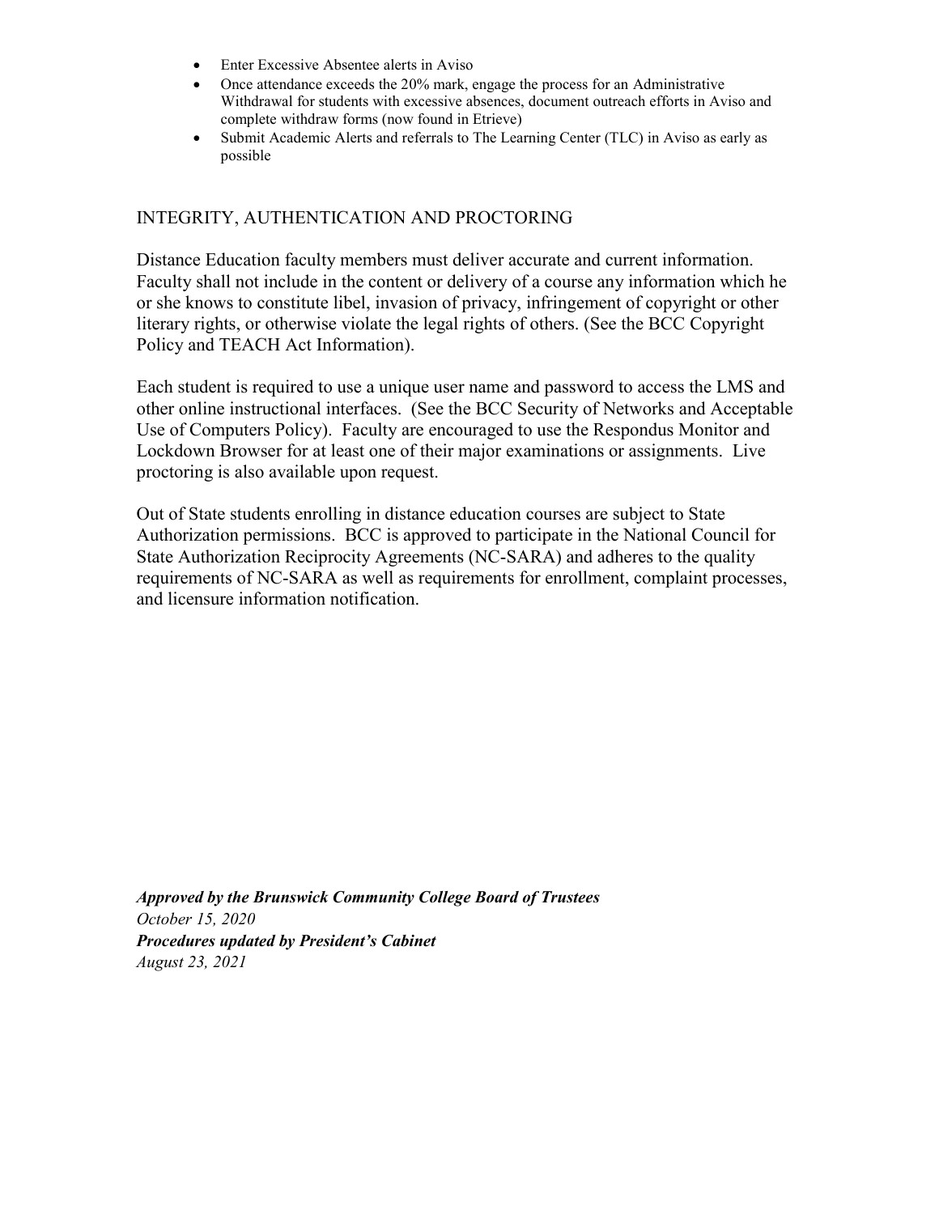- Enter Excessive Absentee alerts in Aviso
- Once attendance exceeds the 20% mark, engage the process for an Administrative Withdrawal for students with excessive absences, document outreach efforts in Aviso and complete withdraw forms (now found in Etrieve)
- Submit Academic Alerts and referrals to The Learning Center (TLC) in Aviso as early as possible

## INTEGRITY, AUTHENTICATION AND PROCTORING

Distance Education faculty members must deliver accurate and current information. Faculty shall not include in the content or delivery of a course any information which he or she knows to constitute libel, invasion of privacy, infringement of copyright or other literary rights, or otherwise violate the legal rights of others. (See the BCC Copyright Policy and TEACH Act Information).

Each student is required to use a unique user name and password to access the LMS and other online instructional interfaces. (See the BCC Security of Networks and Acceptable Use of Computers Policy). Faculty are encouraged to use the Respondus Monitor and Lockdown Browser for at least one of their major examinations or assignments. Live proctoring is also available upon request.

Out of State students enrolling in distance education courses are subject to State Authorization permissions. BCC is approved to participate in the National Council for State Authorization Reciprocity Agreements (NC-SARA) and adheres to the quality requirements of NC-SARA as well as requirements for enrollment, complaint processes, and licensure information notification.

***Approved by the Brunswick Community College Board of Trustees***
*October 15, 2020*
***Procedures updated by President's Cabinet***
*August 23, 2021*